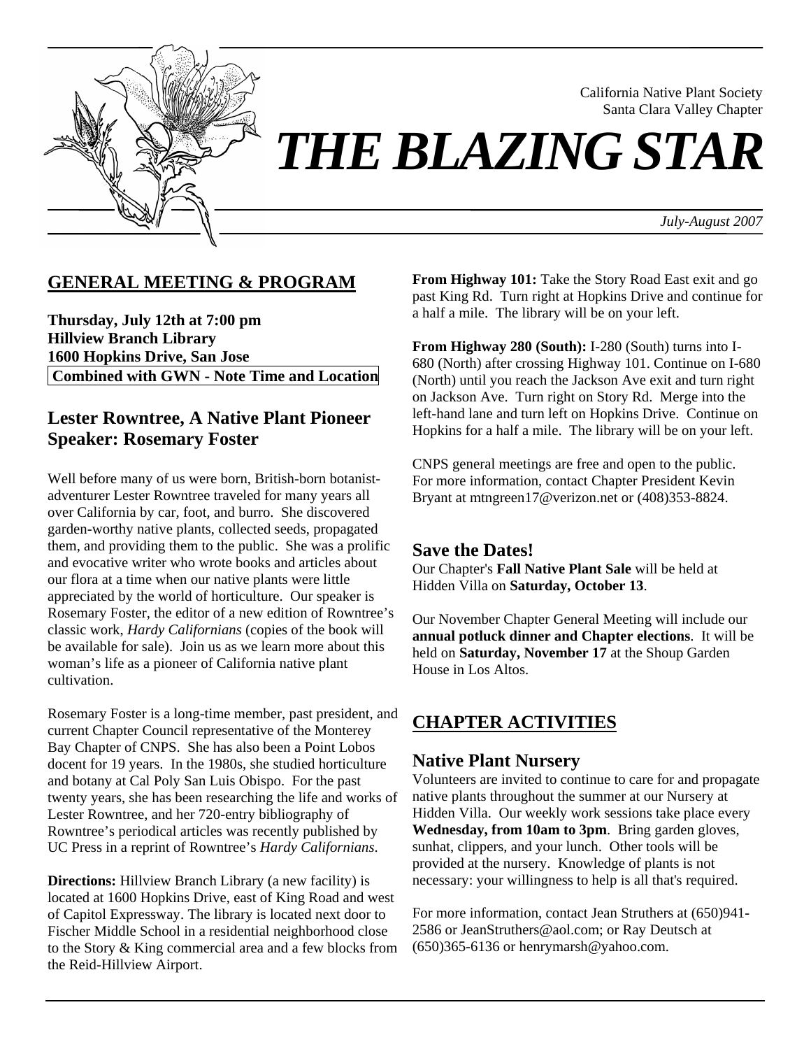California Native Plant Society
Santa Clara Valley Chapter

# *THE BLAZING STAR*

*July-August 2007*

## GENERAL MEETING & PROGRAM

**Thursday, July 12th at 7:00 pm**
**Hillview Branch Library**
**1600 Hopkins Drive, San Jose**
**Combined with GWN - Note Time and Location**

### Lester Rowntree, A Native Plant Pioneer
### Speaker: Rosemary Foster

Well before many of us were born, British-born botanist-adventurer Lester Rowntree traveled for many years all over California by car, foot, and burro. She discovered garden-worthy native plants, collected seeds, propagated them, and providing them to the public. She was a prolific and evocative writer who wrote books and articles about our flora at a time when our native plants were little appreciated by the world of horticulture. Our speaker is Rosemary Foster, the editor of a new edition of Rowntree's classic work, *Hardy Californians* (copies of the book will be available for sale). Join us as we learn more about this woman's life as a pioneer of California native plant cultivation.

Rosemary Foster is a long-time member, past president, and current Chapter Council representative of the Monterey Bay Chapter of CNPS. She has also been a Point Lobos docent for 19 years. In the 1980s, she studied horticulture and botany at Cal Poly San Luis Obispo. For the past twenty years, she has been researching the life and works of Lester Rowntree, and her 720-entry bibliography of Rowntree's periodical articles was recently published by UC Press in a reprint of Rowntree's *Hardy Californians*.

**Directions:** Hillview Branch Library (a new facility) is located at 1600 Hopkins Drive, east of King Road and west of Capitol Expressway. The library is located next door to Fischer Middle School in a residential neighborhood close to the Story & King commercial area and a few blocks from the Reid-Hillview Airport.

**From Highway 101:** Take the Story Road East exit and go past King Rd. Turn right at Hopkins Drive and continue for a half a mile. The library will be on your left.

**From Highway 280 (South):** I-280 (South) turns into I-680 (North) after crossing Highway 101. Continue on I-680 (North) until you reach the Jackson Ave exit and turn right on Jackson Ave. Turn right on Story Rd. Merge into the left-hand lane and turn left on Hopkins Drive. Continue on Hopkins for a half a mile. The library will be on your left.

CNPS general meetings are free and open to the public. For more information, contact Chapter President Kevin Bryant at mtngreen17@verizon.net or (408)353-8824.

### Save the Dates!

Our Chapter's **Fall Native Plant Sale** will be held at Hidden Villa on **Saturday, October 13**.

Our November Chapter General Meeting will include our **annual potluck dinner and Chapter elections**. It will be held on **Saturday, November 17** at the Shoup Garden House in Los Altos.

## CHAPTER ACTIVITIES

### Native Plant Nursery

Volunteers are invited to continue to care for and propagate native plants throughout the summer at our Nursery at Hidden Villa. Our weekly work sessions take place every **Wednesday, from 10am to 3pm**. Bring garden gloves, sunhat, clippers, and your lunch. Other tools will be provided at the nursery. Knowledge of plants is not necessary: your willingness to help is all that's required.

For more information, contact Jean Struthers at (650)941-2586 or JeanStruthers@aol.com; or Ray Deutsch at (650)365-6136 or henrymarsh@yahoo.com.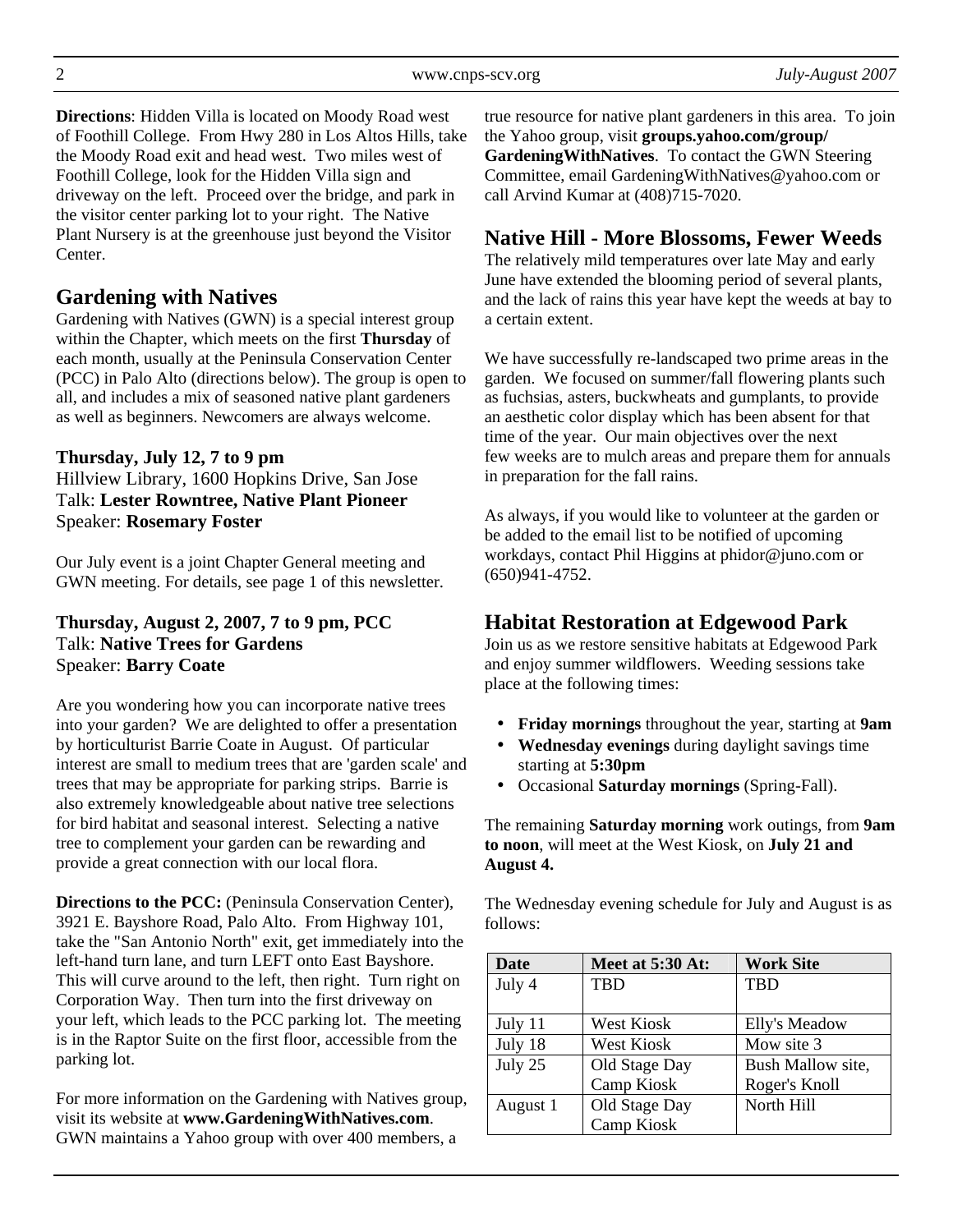**Directions**: Hidden Villa is located on Moody Road west of Foothill College. From Hwy 280 in Los Altos Hills, take the Moody Road exit and head west. Two miles west of Foothill College, look for the Hidden Villa sign and driveway on the left. Proceed over the bridge, and park in the visitor center parking lot to your right. The Native Plant Nursery is at the greenhouse just beyond the Visitor Center.

## Gardening with Natives

Gardening with Natives (GWN) is a special interest group within the Chapter, which meets on the first **Thursday** of each month, usually at the Peninsula Conservation Center (PCC) in Palo Alto (directions below). The group is open to all, and includes a mix of seasoned native plant gardeners as well as beginners. Newcomers are always welcome.

**Thursday, July 12, 7 to 9 pm**
Hillview Library, 1600 Hopkins Drive, San Jose
Talk: **Lester Rowntree, Native Plant Pioneer**
Speaker: **Rosemary Foster**

Our July event is a joint Chapter General meeting and GWN meeting. For details, see page 1 of this newsletter.

**Thursday, August 2, 2007, 7 to 9 pm, PCC**
Talk: **Native Trees for Gardens**
Speaker: **Barry Coate**

Are you wondering how you can incorporate native trees into your garden? We are delighted to offer a presentation by horticulturist Barrie Coate in August. Of particular interest are small to medium trees that are 'garden scale' and trees that may be appropriate for parking strips. Barrie is also extremely knowledgeable about native tree selections for bird habitat and seasonal interest. Selecting a native tree to complement your garden can be rewarding and provide a great connection with our local flora.

**Directions to the PCC:** (Peninsula Conservation Center), 3921 E. Bayshore Road, Palo Alto. From Highway 101, take the "San Antonio North" exit, get immediately into the left-hand turn lane, and turn LEFT onto East Bayshore. This will curve around to the left, then right. Turn right on Corporation Way. Then turn into the first driveway on your left, which leads to the PCC parking lot. The meeting is in the Raptor Suite on the first floor, accessible from the parking lot.

For more information on the Gardening with Natives group, visit its website at **www.GardeningWithNatives.com**. GWN maintains a Yahoo group with over 400 members, a true resource for native plant gardeners in this area. To join the Yahoo group, visit **groups.yahoo.com/group/GardeningWithNatives**. To contact the GWN Steering Committee, email GardeningWithNatives@yahoo.com or call Arvind Kumar at (408)715-7020.

## Native Hill - More Blossoms, Fewer Weeds

The relatively mild temperatures over late May and early June have extended the blooming period of several plants, and the lack of rains this year have kept the weeds at bay to a certain extent.

We have successfully re-landscaped two prime areas in the garden. We focused on summer/fall flowering plants such as fuchsias, asters, buckwheats and gumplants, to provide an aesthetic color display which has been absent for that time of the year. Our main objectives over the next few weeks are to mulch areas and prepare them for annuals in preparation for the fall rains.

As always, if you would like to volunteer at the garden or be added to the email list to be notified of upcoming workdays, contact Phil Higgins at phidor@juno.com or (650)941-4752.

## Habitat Restoration at Edgewood Park

Join us as we restore sensitive habitats at Edgewood Park and enjoy summer wildflowers. Weeding sessions take place at the following times:

- **Friday mornings** throughout the year, starting at **9am**
- **Wednesday evenings** during daylight savings time starting at **5:30pm**
- Occasional **Saturday mornings** (Spring-Fall).

The remaining **Saturday morning** work outings, from **9am to noon**, will meet at the West Kiosk, on **July 21 and August 4.**

The Wednesday evening schedule for July and August is as follows:

| Date | Meet at 5:30 At: | Work Site |
|---|---|---|
| July 4 | TBD | TBD |
| July 11 | West Kiosk | Elly's Meadow |
| July 18 | West Kiosk | Mow site 3 |
| July 25 | Old Stage Day Camp Kiosk | Bush Mallow site, Roger's Knoll |
| August 1 | Old Stage Day Camp Kiosk | North Hill |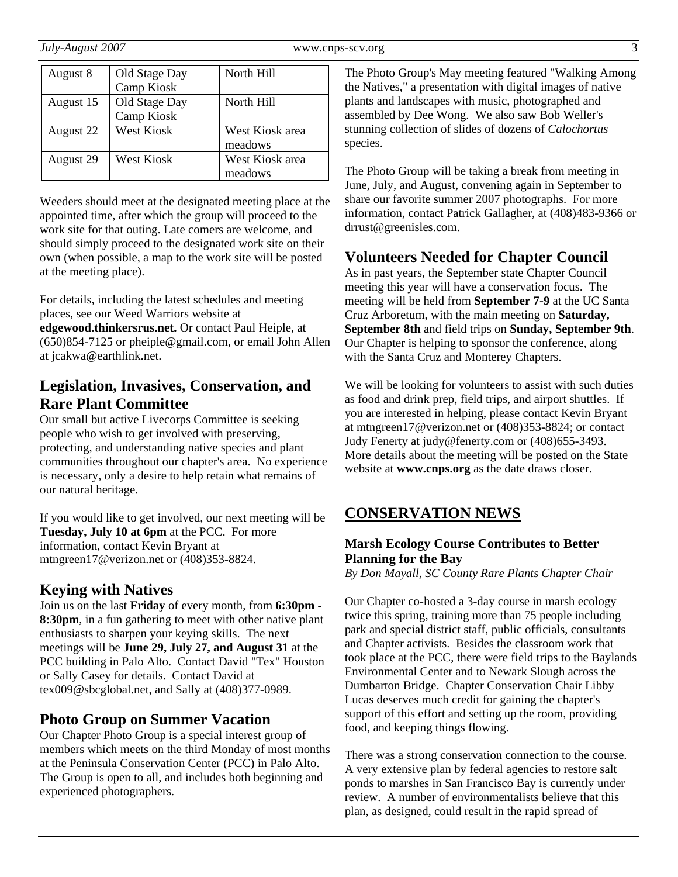| August 8 | Old Stage Day Camp Kiosk | North Hill |
|---|---|---|
| August 15 | Old Stage Day Camp Kiosk | North Hill |
| August 22 | West Kiosk | West Kiosk area meadows |
| August 29 | West Kiosk | West Kiosk area meadows |

Weeders should meet at the designated meeting place at the appointed time, after which the group will proceed to the work site for that outing. Late comers are welcome, and should simply proceed to the designated work site on their own (when possible, a map to the work site will be posted at the meeting place).

For details, including the latest schedules and meeting places, see our Weed Warriors website at **edgewood.thinkersrus.net.** Or contact Paul Heiple, at (650)854-7125 or pheiple@gmail.com, or email John Allen at jcakwa@earthlink.net.

## Legislation, Invasives, Conservation, and Rare Plant Committee

Our small but active Livecorps Committee is seeking people who wish to get involved with preserving, protecting, and understanding native species and plant communities throughout our chapter's area. No experience is necessary, only a desire to help retain what remains of our natural heritage.

If you would like to get involved, our next meeting will be **Tuesday, July 10 at 6pm** at the PCC. For more information, contact Kevin Bryant at mtngreen17@verizon.net or (408)353-8824.

## Keying with Natives

Join us on the last **Friday** of every month, from **6:30pm - 8:30pm**, in a fun gathering to meet with other native plant enthusiasts to sharpen your keying skills. The next meetings will be **June 29, July 27, and August 31** at the PCC building in Palo Alto. Contact David "Tex" Houston or Sally Casey for details. Contact David at tex009@sbcglobal.net, and Sally at (408)377-0989.

## Photo Group on Summer Vacation

Our Chapter Photo Group is a special interest group of members which meets on the third Monday of most months at the Peninsula Conservation Center (PCC) in Palo Alto. The Group is open to all, and includes both beginning and experienced photographers.

The Photo Group's May meeting featured "Walking Among the Natives," a presentation with digital images of native plants and landscapes with music, photographed and assembled by Dee Wong. We also saw Bob Weller's stunning collection of slides of dozens of *Calochortus* species.

The Photo Group will be taking a break from meeting in June, July, and August, convening again in September to share our favorite summer 2007 photographs. For more information, contact Patrick Gallagher, at (408)483-9366 or drrust@greenisles.com.

## Volunteers Needed for Chapter Council

As in past years, the September state Chapter Council meeting this year will have a conservation focus. The meeting will be held from **September 7-9** at the UC Santa Cruz Arboretum, with the main meeting on **Saturday, September 8th** and field trips on **Sunday, September 9th**. Our Chapter is helping to sponsor the conference, along with the Santa Cruz and Monterey Chapters.

We will be looking for volunteers to assist with such duties as food and drink prep, field trips, and airport shuttles. If you are interested in helping, please contact Kevin Bryant at mtngreen17@verizon.net or (408)353-8824; or contact Judy Fenerty at judy@fenerty.com or (408)655-3493. More details about the meeting will be posted on the State website at **www.cnps.org** as the date draws closer.

## CONSERVATION NEWS

### Marsh Ecology Course Contributes to Better Planning for the Bay

*By Don Mayall, SC County Rare Plants Chapter Chair*

Our Chapter co-hosted a 3-day course in marsh ecology twice this spring, training more than 75 people including park and special district staff, public officials, consultants and Chapter activists. Besides the classroom work that took place at the PCC, there were field trips to the Baylands Environmental Center and to Newark Slough across the Dumbarton Bridge. Chapter Conservation Chair Libby Lucas deserves much credit for gaining the chapter's support of this effort and setting up the room, providing food, and keeping things flowing.

There was a strong conservation connection to the course. A very extensive plan by federal agencies to restore salt ponds to marshes in San Francisco Bay is currently under review. A number of environmentalists believe that this plan, as designed, could result in the rapid spread of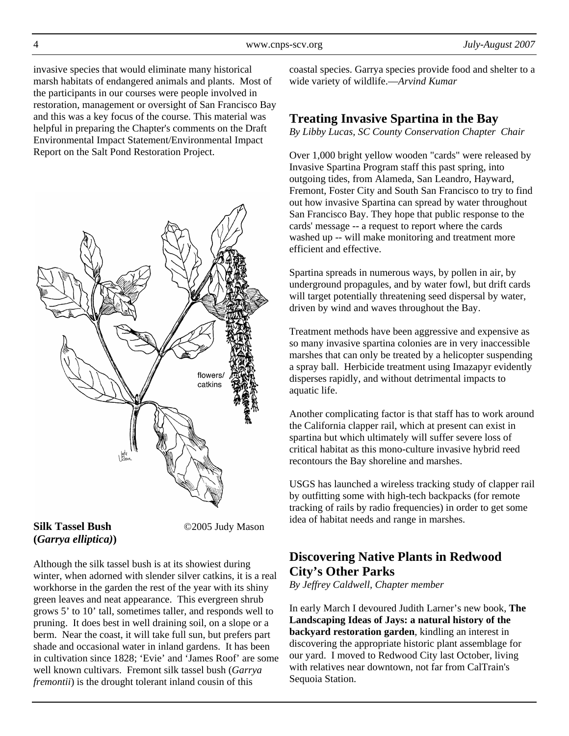invasive species that would eliminate many historical marsh habitats of endangered animals and plants. Most of the participants in our courses were people involved in restoration, management or oversight of San Francisco Bay and this was a key focus of the course. This material was helpful in preparing the Chapter's comments on the Draft Environmental Impact Statement/Environmental Impact Report on the Salt Pond Restoration Project.

**Silk Tassel Bush** ©2005 Judy Mason
**(*Garrya elliptica*)**

Although the silk tassel bush is at its showiest during winter, when adorned with slender silver catkins, it is a real workhorse in the garden the rest of the year with its shiny green leaves and neat appearance. This evergreen shrub grows 5' to 10' tall, sometimes taller, and responds well to pruning. It does best in well draining soil, on a slope or a berm. Near the coast, it will take full sun, but prefers part shade and occasional water in inland gardens. It has been in cultivation since 1828; 'Evie' and 'James Roof' are some well known cultivars. Fremont silk tassel bush (*Garrya fremontii*) is the drought tolerant inland cousin of this coastal species. Garrya species provide food and shelter to a wide variety of wildlife.—*Arvind Kumar*

## Treating Invasive Spartina in the Bay

*By Libby Lucas, SC County Conservation Chapter Chair*

Over 1,000 bright yellow wooden "cards" were released by Invasive Spartina Program staff this past spring, into outgoing tides, from Alameda, San Leandro, Hayward, Fremont, Foster City and South San Francisco to try to find out how invasive Spartina can spread by water throughout San Francisco Bay. They hope that public response to the cards' message -- a request to report where the cards washed up -- will make monitoring and treatment more efficient and effective.

Spartina spreads in numerous ways, by pollen in air, by underground propagules, and by water fowl, but drift cards will target potentially threatening seed dispersal by water, driven by wind and waves throughout the Bay.

Treatment methods have been aggressive and expensive as so many invasive spartina colonies are in very inaccessible marshes that can only be treated by a helicopter suspending a spray ball. Herbicide treatment using Imazapyr evidently disperses rapidly, and without detrimental impacts to aquatic life.

Another complicating factor is that staff has to work around the California clapper rail, which at present can exist in spartina but which ultimately will suffer severe loss of critical habitat as this mono-culture invasive hybrid reed recontours the Bay shoreline and marshes.

USGS has launched a wireless tracking study of clapper rail by outfitting some with high-tech backpacks (for remote tracking of rails by radio frequencies) in order to get some idea of habitat needs and range in marshes.

## Discovering Native Plants in Redwood City's Other Parks

*By Jeffrey Caldwell, Chapter member*

In early March I devoured Judith Larner's new book, **The Landscaping Ideas of Jays: a natural history of the backyard restoration garden**, kindling an interest in discovering the appropriate historic plant assemblage for our yard. I moved to Redwood City last October, living with relatives near downtown, not far from CalTrain's Sequoia Station.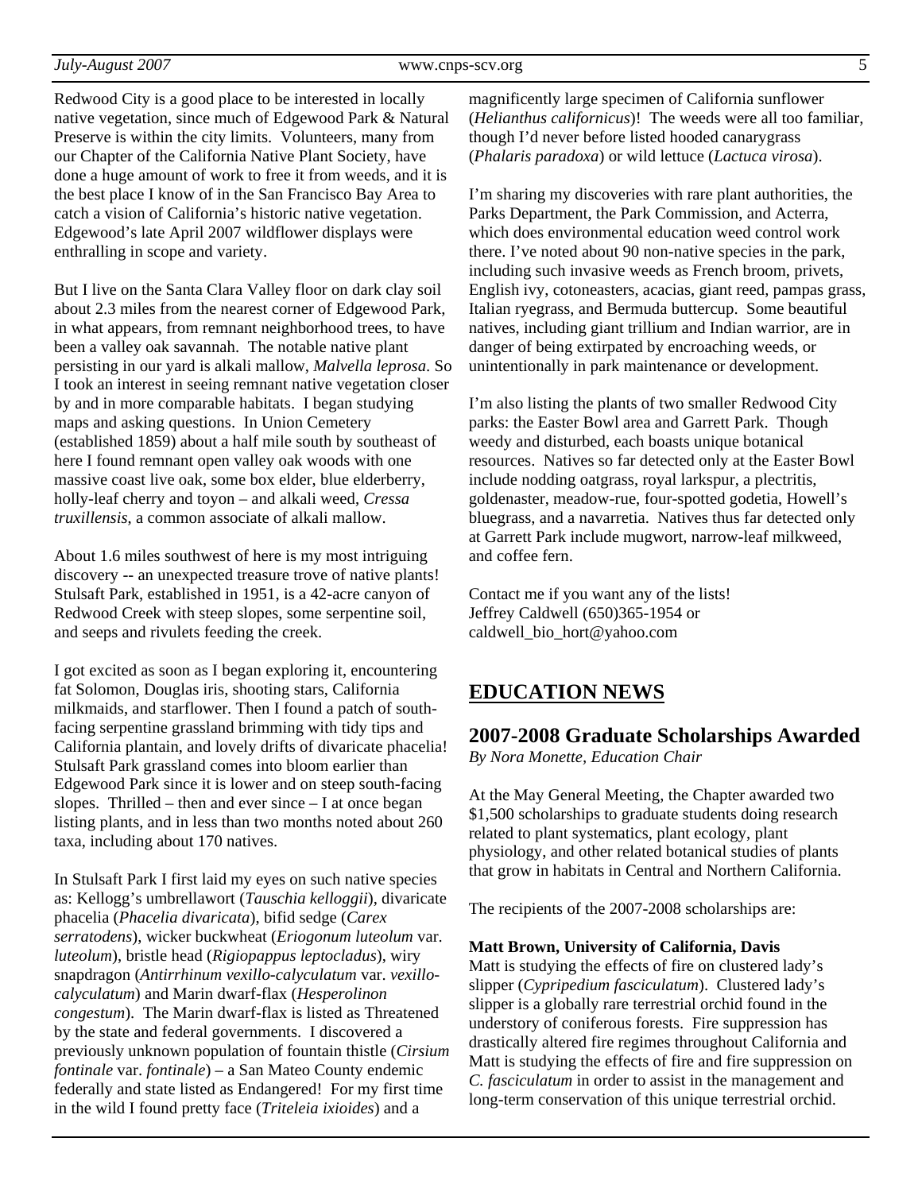Redwood City is a good place to be interested in locally native vegetation, since much of Edgewood Park & Natural Preserve is within the city limits. Volunteers, many from our Chapter of the California Native Plant Society, have done a huge amount of work to free it from weeds, and it is the best place I know of in the San Francisco Bay Area to catch a vision of California's historic native vegetation. Edgewood's late April 2007 wildflower displays were enthralling in scope and variety.

But I live on the Santa Clara Valley floor on dark clay soil about 2.3 miles from the nearest corner of Edgewood Park, in what appears, from remnant neighborhood trees, to have been a valley oak savannah. The notable native plant persisting in our yard is alkali mallow, *Malvella leprosa*. So I took an interest in seeing remnant native vegetation closer by and in more comparable habitats. I began studying maps and asking questions. In Union Cemetery (established 1859) about a half mile south by southeast of here I found remnant open valley oak woods with one massive coast live oak, some box elder, blue elderberry, holly-leaf cherry and toyon – and alkali weed, *Cressa truxillensis*, a common associate of alkali mallow.

About 1.6 miles southwest of here is my most intriguing discovery -- an unexpected treasure trove of native plants! Stulsaft Park, established in 1951, is a 42-acre canyon of Redwood Creek with steep slopes, some serpentine soil, and seeps and rivulets feeding the creek.

I got excited as soon as I began exploring it, encountering fat Solomon, Douglas iris, shooting stars, California milkmaids, and starflower. Then I found a patch of south-facing serpentine grassland brimming with tidy tips and California plantain, and lovely drifts of divaricate phacelia! Stulsaft Park grassland comes into bloom earlier than Edgewood Park since it is lower and on steep south-facing slopes. Thrilled – then and ever since – I at once began listing plants, and in less than two months noted about 260 taxa, including about 170 natives.

In Stulsaft Park I first laid my eyes on such native species as: Kellogg's umbrellawort (*Tauschia kelloggii*), divaricate phacelia (*Phacelia divaricata*), bifid sedge (*Carex serratodens*), wicker buckwheat (*Eriogonum luteolum* var. *luteolum*), bristle head (*Rigiopappus leptocladus*), wiry snapdragon (*Antirrhinum vexillo-calyculatum* var. *vexillo-calyculatum*) and Marin dwarf-flax (*Hesperolinon congestum*). The Marin dwarf-flax is listed as Threatened by the state and federal governments. I discovered a previously unknown population of fountain thistle (*Cirsium fontinale* var. *fontinale*) – a San Mateo County endemic federally and state listed as Endangered! For my first time in the wild I found pretty face (*Triteleia ixioides*) and a magnificently large specimen of California sunflower (*Helianthus californicus*)! The weeds were all too familiar, though I'd never before listed hooded canarygrass (*Phalaris paradoxa*) or wild lettuce (*Lactuca virosa*).

I'm sharing my discoveries with rare plant authorities, the Parks Department, the Park Commission, and Acterra, which does environmental education weed control work there. I've noted about 90 non-native species in the park, including such invasive weeds as French broom, privets, English ivy, cotoneasters, acacias, giant reed, pampas grass, Italian ryegrass, and Bermuda buttercup. Some beautiful natives, including giant trillium and Indian warrior, are in danger of being extirpated by encroaching weeds, or unintentionally in park maintenance or development.

I'm also listing the plants of two smaller Redwood City parks: the Easter Bowl area and Garrett Park. Though weedy and disturbed, each boasts unique botanical resources. Natives so far detected only at the Easter Bowl include nodding oatgrass, royal larkspur, a plectritis, goldenaster, meadow-rue, four-spotted godetia, Howell's bluegrass, and a navarretia. Natives thus far detected only at Garrett Park include mugwort, narrow-leaf milkweed, and coffee fern.

Contact me if you want any of the lists!
Jeffrey Caldwell (650)365-1954 or
caldwell_bio_hort@yahoo.com

## EDUCATION NEWS

### 2007-2008 Graduate Scholarships Awarded

*By Nora Monette, Education Chair*

At the May General Meeting, the Chapter awarded two $1,500 scholarships to graduate students doing research related to plant systematics, plant ecology, plant physiology, and other related botanical studies of plants that grow in habitats in Central and Northern California.

The recipients of the 2007-2008 scholarships are:

**Matt Brown, University of California, Davis**
Matt is studying the effects of fire on clustered lady's slipper (*Cypripedium fasciculatum*). Clustered lady's slipper is a globally rare terrestrial orchid found in the understory of coniferous forests. Fire suppression has drastically altered fire regimes throughout California and Matt is studying the effects of fire and fire suppression on *C. fasciculatum* in order to assist in the management and long-term conservation of this unique terrestrial orchid.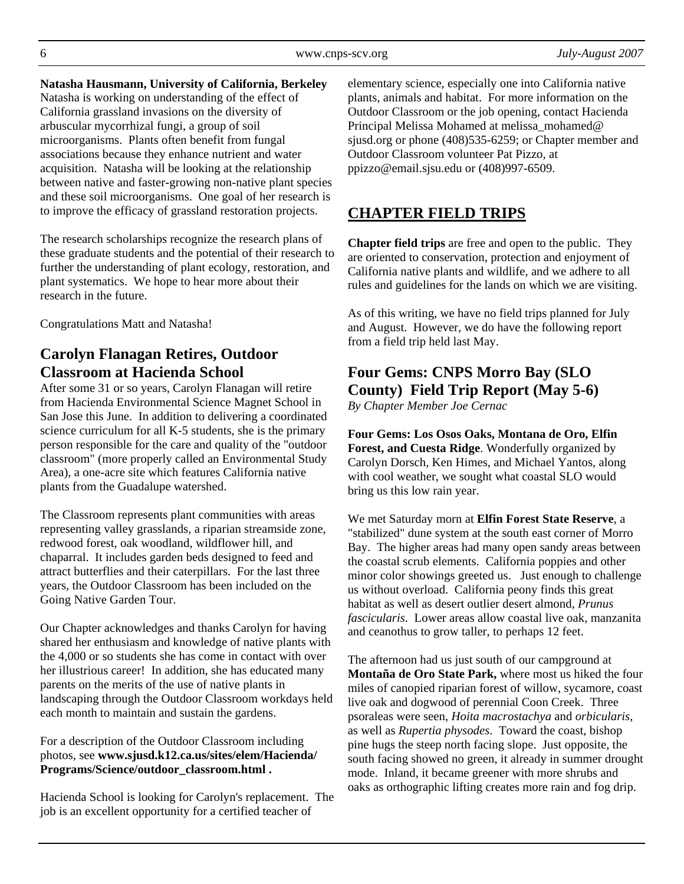**Natasha Hausmann, University of California, Berkeley**
Natasha is working on understanding of the effect of California grassland invasions on the diversity of arbuscular mycorrhizal fungi, a group of soil microorganisms. Plants often benefit from fungal associations because they enhance nutrient and water acquisition. Natasha will be looking at the relationship between native and faster-growing non-native plant species and these soil microorganisms. One goal of her research is to improve the efficacy of grassland restoration projects.

The research scholarships recognize the research plans of these graduate students and the potential of their research to further the understanding of plant ecology, restoration, and plant systematics. We hope to hear more about their research in the future.

Congratulations Matt and Natasha!

## Carolyn Flanagan Retires, Outdoor Classroom at Hacienda School

After some 31 or so years, Carolyn Flanagan will retire from Hacienda Environmental Science Magnet School in San Jose this June. In addition to delivering a coordinated science curriculum for all K-5 students, she is the primary person responsible for the care and quality of the "outdoor classroom" (more properly called an Environmental Study Area), a one-acre site which features California native plants from the Guadalupe watershed.

The Classroom represents plant communities with areas representing valley grasslands, a riparian streamside zone, redwood forest, oak woodland, wildflower hill, and chaparral. It includes garden beds designed to feed and attract butterflies and their caterpillars. For the last three years, the Outdoor Classroom has been included on the Going Native Garden Tour.

Our Chapter acknowledges and thanks Carolyn for having shared her enthusiasm and knowledge of native plants with the 4,000 or so students she has come in contact with over her illustrious career! In addition, she has educated many parents on the merits of the use of native plants in landscaping through the Outdoor Classroom workdays held each month to maintain and sustain the gardens.

For a description of the Outdoor Classroom including photos, see **www.sjusd.k12.ca.us/sites/elem/Hacienda/Programs/Science/outdoor_classroom.html .**

Hacienda School is looking for Carolyn's replacement. The job is an excellent opportunity for a certified teacher of elementary science, especially one into California native plants, animals and habitat. For more information on the Outdoor Classroom or the job opening, contact Hacienda Principal Melissa Mohamed at melissa_mohamed@sjusd.org or phone (408)535-6259; or Chapter member and Outdoor Classroom volunteer Pat Pizzo, at ppizzo@email.sjsu.edu or (408)997-6509.

## CHAPTER FIELD TRIPS

**Chapter field trips** are free and open to the public. They are oriented to conservation, protection and enjoyment of California native plants and wildlife, and we adhere to all rules and guidelines for the lands on which we are visiting.

As of this writing, we have no field trips planned for July and August. However, we do have the following report from a field trip held last May.

## Four Gems: CNPS Morro Bay (SLO County) Field Trip Report (May 5-6)

*By Chapter Member Joe Cernac*

**Four Gems: Los Osos Oaks, Montana de Oro, Elfin Forest, and Cuesta Ridge**. Wonderfully organized by Carolyn Dorsch, Ken Himes, and Michael Yantos, along with cool weather, we sought what coastal SLO would bring us this low rain year.

We met Saturday morn at **Elfin Forest State Reserve**, a "stabilized" dune system at the south east corner of Morro Bay. The higher areas had many open sandy areas between the coastal scrub elements. California poppies and other minor color showings greeted us. Just enough to challenge us without overload. California peony finds this great habitat as well as desert outlier desert almond, *Prunus fascicularis*. Lower areas allow coastal live oak, manzanita and ceanothus to grow taller, to perhaps 12 feet.

The afternoon had us just south of our campground at **Montaña de Oro State Park,** where most us hiked the four miles of canopied riparian forest of willow, sycamore, coast live oak and dogwood of perennial Coon Creek. Three psoraleas were seen, *Hoita macrostachya* and *orbicularis*, as well as *Rupertia physodes*. Toward the coast, bishop pine hugs the steep north facing slope. Just opposite, the south facing showed no green, it already in summer drought mode. Inland, it became greener with more shrubs and oaks as orthographic lifting creates more rain and fog drip.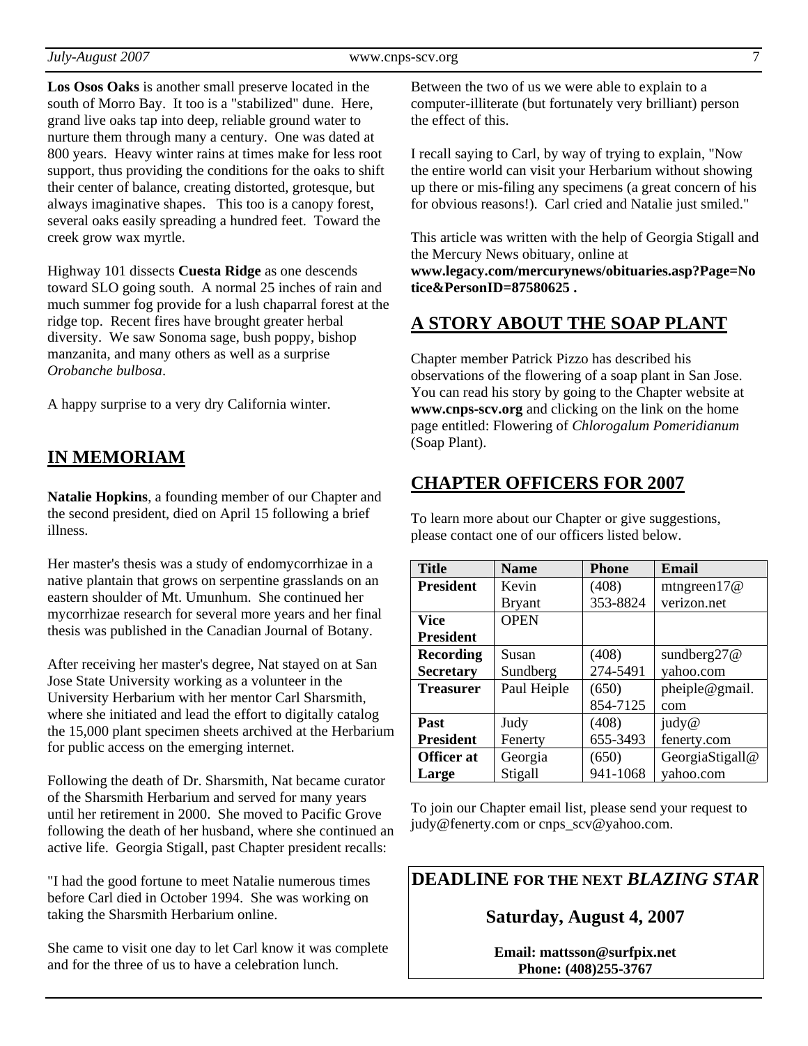**Los Osos Oaks** is another small preserve located in the south of Morro Bay. It too is a "stabilized" dune. Here, grand live oaks tap into deep, reliable ground water to nurture them through many a century. One was dated at 800 years. Heavy winter rains at times make for less root support, thus providing the conditions for the oaks to shift their center of balance, creating distorted, grotesque, but always imaginative shapes. This too is a canopy forest, several oaks easily spreading a hundred feet. Toward the creek grow wax myrtle.

Highway 101 dissects **Cuesta Ridge** as one descends toward SLO going south. A normal 25 inches of rain and much summer fog provide for a lush chaparral forest at the ridge top. Recent fires have brought greater herbal diversity. We saw Sonoma sage, bush poppy, bishop manzanita, and many others as well as a surprise *Orobanche bulbosa*.

A happy surprise to a very dry California winter.

## IN MEMORIAM

**Natalie Hopkins**, a founding member of our Chapter and the second president, died on April 15 following a brief illness.

Her master's thesis was a study of endomycorrhizae in a native plantain that grows on serpentine grasslands on an eastern shoulder of Mt. Umunhum. She continued her mycorrhizae research for several more years and her final thesis was published in the Canadian Journal of Botany.

After receiving her master's degree, Nat stayed on at San Jose State University working as a volunteer in the University Herbarium with her mentor Carl Sharsmith, where she initiated and lead the effort to digitally catalog the 15,000 plant specimen sheets archived at the Herbarium for public access on the emerging internet.

Following the death of Dr. Sharsmith, Nat became curator of the Sharsmith Herbarium and served for many years until her retirement in 2000. She moved to Pacific Grove following the death of her husband, where she continued an active life. Georgia Stigall, past Chapter president recalls:

"I had the good fortune to meet Natalie numerous times before Carl died in October 1994. She was working on taking the Sharsmith Herbarium online.

She came to visit one day to let Carl know it was complete and for the three of us to have a celebration lunch. Between the two of us we were able to explain to a computer-illiterate (but fortunately very brilliant) person the effect of this.

I recall saying to Carl, by way of trying to explain, "Now the entire world can visit your Herbarium without showing up there or mis-filing any specimens (a great concern of his for obvious reasons!). Carl cried and Natalie just smiled."

This article was written with the help of Georgia Stigall and the Mercury News obituary, online at **www.legacy.com/mercurynews/obituaries.asp?Page=Notice&PersonID=87580625 .**

## A STORY ABOUT THE SOAP PLANT

Chapter member Patrick Pizzo has described his observations of the flowering of a soap plant in San Jose. You can read his story by going to the Chapter website at **www.cnps-scv.org** and clicking on the link on the home page entitled: Flowering of *Chlorogalum Pomeridianum* (Soap Plant).

## CHAPTER OFFICERS FOR 2007

To learn more about our Chapter or give suggestions, please contact one of our officers listed below.

| Title | Name | Phone | Email |
|---|---|---|---|
| **President** | Kevin Bryant | (408) 353-8824 | mtngreen17@verizon.net |
| **Vice President** | OPEN | | |
| **Recording Secretary** | Susan Sundberg | (408) 274-5491 | sundberg27@yahoo.com |
| **Treasurer** | Paul Heiple | (650) 854-7125 | pheiple@gmail.com |
| **Past President** | Judy Fenerty | (408) 655-3493 | judy@fenerty.com |
| **Officer at Large** | Georgia Stigall | (650) 941-1068 | GeorgiaStigall@yahoo.com |

To join our Chapter email list, please send your request to judy@fenerty.com or cnps_scv@yahoo.com.

**DEADLINE FOR THE NEXT *BLAZING STAR***

**Saturday, August 4, 2007**

**Email: mattsson@surfpix.net**
**Phone: (408)255-3767**